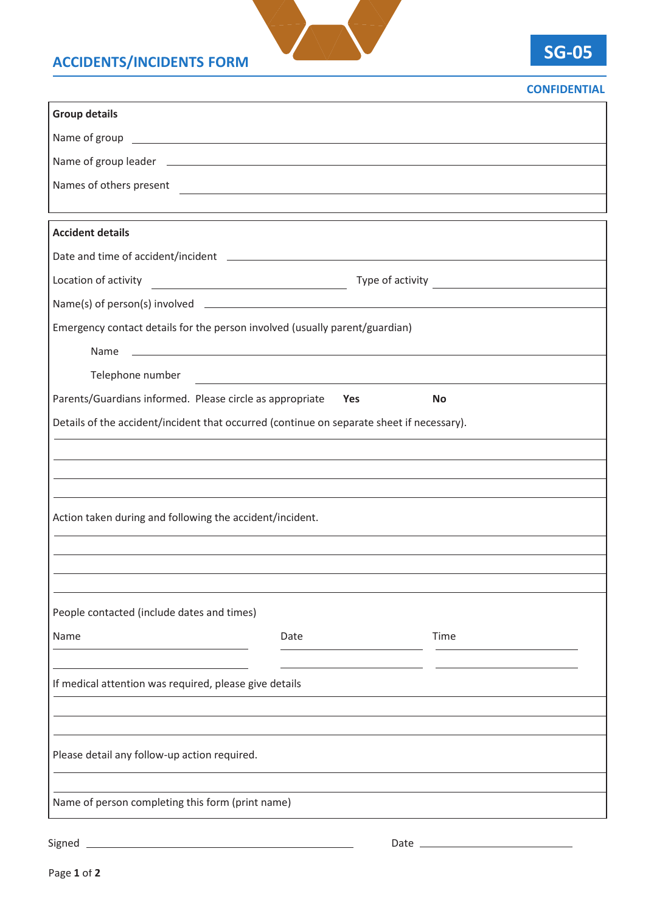# ACCIDENTS/INCIDENTS FORM

**SG-05**

**CONFIDENTIAL**

**Group details**

Name of group \_\_\_\_\_\_\_\_\_\_\_\_\_\_\_\_\_\_\_\_\_\_\_\_\_\_\_\_\_\_\_\_\_\_\_\_\_\_\_\_

Name of group leader \_\_\_\_\_\_\_\_\_\_\_\_\_\_\_\_\_\_\_\_\_\_\_\_\_\_\_\_\_\_\_\_\_\_\_\_\_\_\_\_

Names of others present \_\_\_\_\_\_\_\_\_\_\_\_\_\_\_\_\_\_\_\_\_\_\_\_\_\_\_\_\_\_\_\_\_\_\_\_\_\_\_\_

**Accident details**

Date and time of accident/incident \_\_\_\_\_\_\_\_\_\_\_\_\_\_\_\_\_\_\_\_\_\_\_\_\_\_\_\_\_\_\_\_\_\_\_\_\_\_\_\_

Location of activity \_\_\_\_\_\_\_\_\_\_\_\_\_\_\_\_\_\_\_\_ Type of activity \_\_\_\_\_\_\_\_\_\_\_\_\_\_\_\_\_\_\_\_

Name(s) of person(s) involved \_\_\_\_\_\_\_\_\_\_\_\_\_\_\_\_\_\_\_\_\_\_\_\_\_\_\_\_\_\_\_\_\_\_\_\_\_\_\_\_

Emergency contact details for the person involved (usually parent/guardian)

Name \_\_\_\_\_\_\_\_\_\_\_\_\_\_\_\_\_\_\_\_\_\_\_\_\_\_\_\_\_\_\_\_\_\_\_\_\_\_\_\_

Telephone number \_\_\_\_\_\_\_\_\_\_\_\_\_\_\_\_\_\_\_\_\_\_\_\_\_\_\_\_\_\_\_\_\_\_\_\_\_\_\_\_

Parents/Guardians informed. Please circle as appropriate **Yes** **No**

Details of the accident/incident that occurred (continue on separate sheet if necessary).

\_\_\_\_\_\_\_\_\_\_\_\_\_\_\_\_\_\_\_\_\_\_\_\_\_\_\_\_\_\_\_\_\_\_\_\_\_\_\_\_\_\_\_\_\_\_\_\_\_\_\_\_\_\_\_\_\_\_\_\_

\_\_\_\_\_\_\_\_\_\_\_\_\_\_\_\_\_\_\_\_\_\_\_\_\_\_\_\_\_\_\_\_\_\_\_\_\_\_\_\_\_\_\_\_\_\_\_\_\_\_\_\_\_\_\_\_\_\_\_\_

\_\_\_\_\_\_\_\_\_\_\_\_\_\_\_\_\_\_\_\_\_\_\_\_\_\_\_\_\_\_\_\_\_\_\_\_\_\_\_\_\_\_\_\_\_\_\_\_\_\_\_\_\_\_\_\_\_\_\_\_

\_\_\_\_\_\_\_\_\_\_\_\_\_\_\_\_\_\_\_\_\_\_\_\_\_\_\_\_\_\_\_\_\_\_\_\_\_\_\_\_\_\_\_\_\_\_\_\_\_\_\_\_\_\_\_\_\_\_\_\_

Action taken during and following the accident/incident.

\_\_\_\_\_\_\_\_\_\_\_\_\_\_\_\_\_\_\_\_\_\_\_\_\_\_\_\_\_\_\_\_\_\_\_\_\_\_\_\_\_\_\_\_\_\_\_\_\_\_\_\_\_\_\_\_\_\_\_\_

\_\_\_\_\_\_\_\_\_\_\_\_\_\_\_\_\_\_\_\_\_\_\_\_\_\_\_\_\_\_\_\_\_\_\_\_\_\_\_\_\_\_\_\_\_\_\_\_\_\_\_\_\_\_\_\_\_\_\_\_

\_\_\_\_\_\_\_\_\_\_\_\_\_\_\_\_\_\_\_\_\_\_\_\_\_\_\_\_\_\_\_\_\_\_\_\_\_\_\_\_\_\_\_\_\_\_\_\_\_\_\_\_\_\_\_\_\_\_\_\_

\_\_\_\_\_\_\_\_\_\_\_\_\_\_\_\_\_\_\_\_\_\_\_\_\_\_\_\_\_\_\_\_\_\_\_\_\_\_\_\_\_\_\_\_\_\_\_\_\_\_\_\_\_\_\_\_\_\_\_\_

People contacted (include dates and times)

| Name | Date | Time |
|---|---|---|
| | | |
| | | |

If medical attention was required, please give details

\_\_\_\_\_\_\_\_\_\_\_\_\_\_\_\_\_\_\_\_\_\_\_\_\_\_\_\_\_\_\_\_\_\_\_\_\_\_\_\_\_\_\_\_\_\_\_\_\_\_\_\_\_\_\_\_\_\_\_\_

\_\_\_\_\_\_\_\_\_\_\_\_\_\_\_\_\_\_\_\_\_\_\_\_\_\_\_\_\_\_\_\_\_\_\_\_\_\_\_\_\_\_\_\_\_\_\_\_\_\_\_\_\_\_\_\_\_\_\_\_

\_\_\_\_\_\_\_\_\_\_\_\_\_\_\_\_\_\_\_\_\_\_\_\_\_\_\_\_\_\_\_\_\_\_\_\_\_\_\_\_\_\_\_\_\_\_\_\_\_\_\_\_\_\_\_\_\_\_\_\_

Please detail any follow-up action required.

\_\_\_\_\_\_\_\_\_\_\_\_\_\_\_\_\_\_\_\_\_\_\_\_\_\_\_\_\_\_\_\_\_\_\_\_\_\_\_\_\_\_\_\_\_\_\_\_\_\_\_\_\_\_\_\_\_\_\_\_

\_\_\_\_\_\_\_\_\_\_\_\_\_\_\_\_\_\_\_\_\_\_\_\_\_\_\_\_\_\_\_\_\_\_\_\_\_\_\_\_\_\_\_\_\_\_\_\_\_\_\_\_\_\_\_\_\_\_\_\_

Name of person completing this form (print name)

Signed \_\_\_\_\_\_\_\_\_\_\_\_\_\_\_\_\_\_\_\_\_\_\_\_\_\_\_\_\_\_ Date \_\_\_\_\_\_\_\_\_\_\_\_\_\_\_\_\_\_\_\_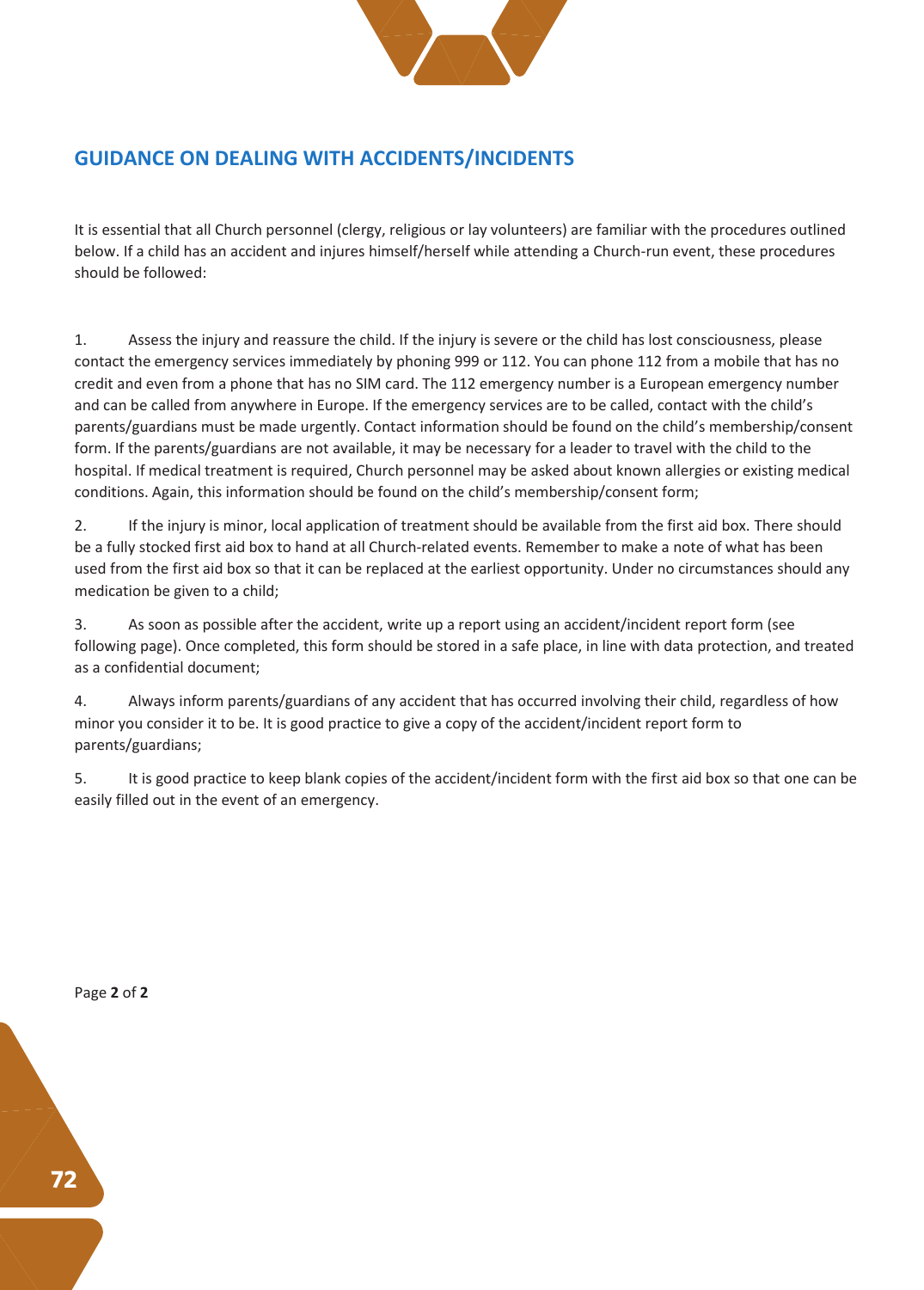## GUIDANCE ON DEALING WITH ACCIDENTS/INCIDENTS

It is essential that all Church personnel (clergy, religious or lay volunteers) are familiar with the procedures outlined below. If a child has an accident and injures himself/herself while attending a Church-run event, these procedures should be followed:

1. Assess the injury and reassure the child. If the injury is severe or the child has lost consciousness, please contact the emergency services immediately by phoning 999 or 112. You can phone 112 from a mobile that has no credit and even from a phone that has no SIM card. The 112 emergency number is a European emergency number and can be called from anywhere in Europe. If the emergency services are to be called, contact with the child's parents/guardians must be made urgently. Contact information should be found on the child's membership/consent form. If the parents/guardians are not available, it may be necessary for a leader to travel with the child to the hospital. If medical treatment is required, Church personnel may be asked about known allergies or existing medical conditions. Again, this information should be found on the child's membership/consent form;

2. If the injury is minor, local application of treatment should be available from the first aid box. There should be a fully stocked first aid box to hand at all Church-related events. Remember to make a note of what has been used from the first aid box so that it can be replaced at the earliest opportunity. Under no circumstances should any medication be given to a child;

3. As soon as possible after the accident, write up a report using an accident/incident report form (see following page). Once completed, this form should be stored in a safe place, in line with data protection, and treated as a confidential document;

4. Always inform parents/guardians of any accident that has occurred involving their child, regardless of how minor you consider it to be. It is good practice to give a copy of the accident/incident report form to parents/guardians;

5. It is good practice to keep blank copies of the accident/incident form with the first aid box so that one can be easily filled out in the event of an emergency.